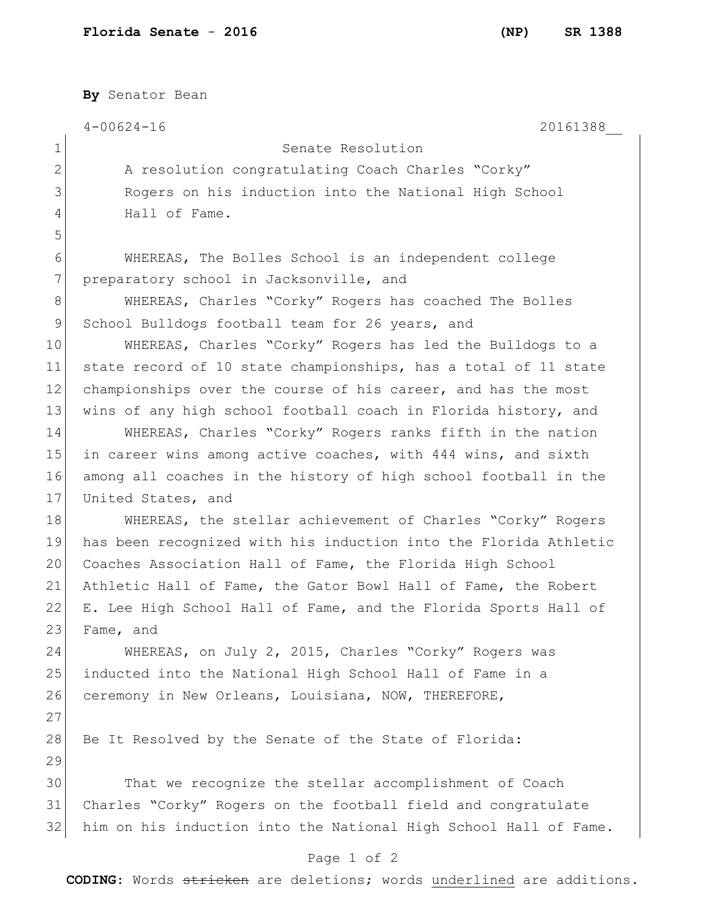**By** Senator Bean

4-00624-16 20161388__

Senate Resolution

A resolution congratulating Coach Charles “Corky” Rogers on his induction into the National High School Hall of Fame.

WHEREAS, The Bolles School is an independent college preparatory school in Jacksonville, and

WHEREAS, Charles “Corky” Rogers has coached The Bolles School Bulldogs football team for 26 years, and

WHEREAS, Charles “Corky” Rogers has led the Bulldogs to a state record of 10 state championships, has a total of 11 state championships over the course of his career, and has the most wins of any high school football coach in Florida history, and

WHEREAS, Charles “Corky” Rogers ranks fifth in the nation in career wins among active coaches, with 444 wins, and sixth among all coaches in the history of high school football in the United States, and

WHEREAS, the stellar achievement of Charles “Corky” Rogers has been recognized with his induction into the Florida Athletic Coaches Association Hall of Fame, the Florida High School Athletic Hall of Fame, the Gator Bowl Hall of Fame, the Robert E. Lee High School Hall of Fame, and the Florida Sports Hall of Fame, and

WHEREAS, on July 2, 2015, Charles “Corky” Rogers was inducted into the National High School Hall of Fame in a ceremony in New Orleans, Louisiana, NOW, THEREFORE,

Be It Resolved by the Senate of the State of Florida:

That we recognize the stellar accomplishment of Coach Charles “Corky” Rogers on the football field and congratulate him on his induction into the National High School Hall of Fame.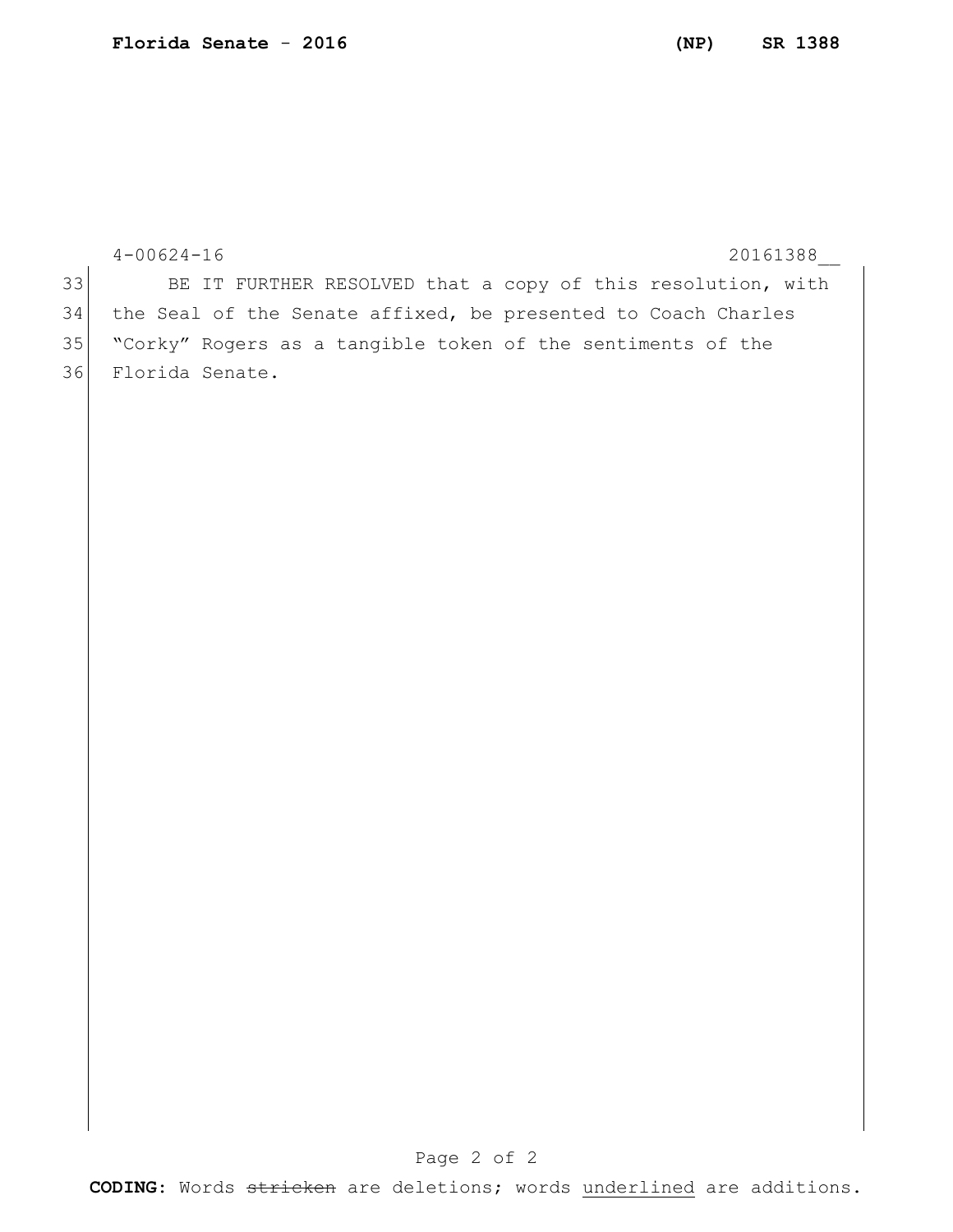BE IT FURTHER RESOLVED that a copy of this resolution, with the Seal of the Senate affixed, be presented to Coach Charles “Corky” Rogers as a tangible token of the sentiments of the Florida Senate.